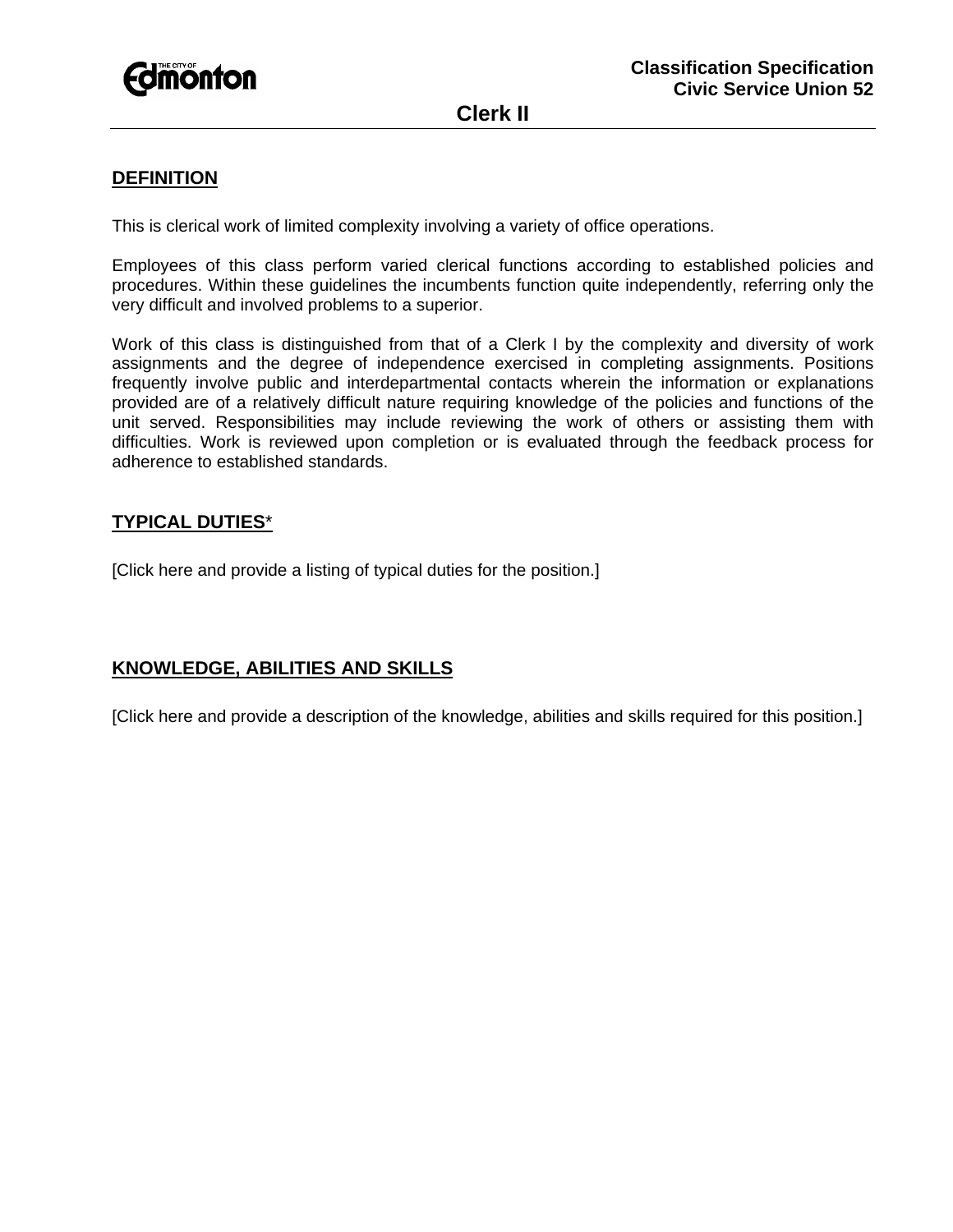**Classification Specification**
**Civic Service Union 52**

# Clerk II

## DEFINITION

This is clerical work of limited complexity involving a variety of office operations.

Employees of this class perform varied clerical functions according to established policies and procedures. Within these guidelines the incumbents function quite independently, referring only the very difficult and involved problems to a superior.

Work of this class is distinguished from that of a Clerk I by the complexity and diversity of work assignments and the degree of independence exercised in completing assignments. Positions frequently involve public and interdepartmental contacts wherein the information or explanations provided are of a relatively difficult nature requiring knowledge of the policies and functions of the unit served. Responsibilities may include reviewing the work of others or assisting them with difficulties. Work is reviewed upon completion or is evaluated through the feedback process for adherence to established standards.

## TYPICAL DUTIES*

[Click here and provide a listing of typical duties for the position.]

## KNOWLEDGE, ABILITIES AND SKILLS

[Click here and provide a description of the knowledge, abilities and skills required for this position.]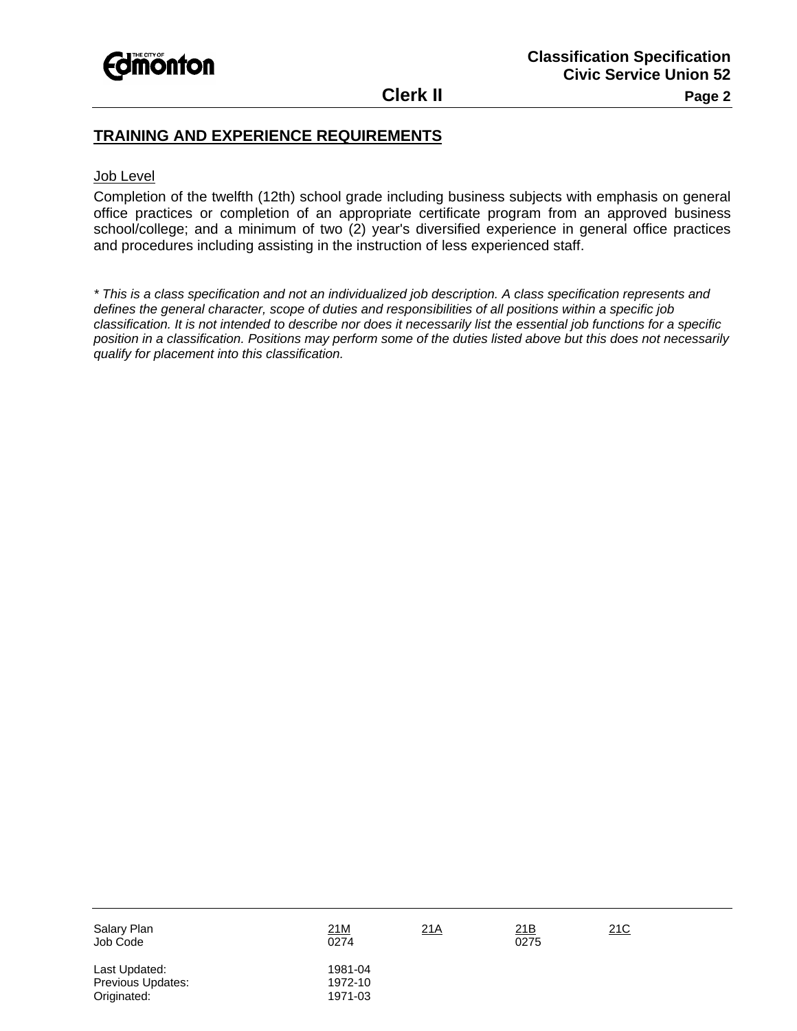## TRAINING AND EXPERIENCE REQUIREMENTS

Job Level

Completion of the twelfth (12th) school grade including business subjects with emphasis on general office practices or completion of an appropriate certificate program from an approved business school/college; and a minimum of two (2) year's diversified experience in general office practices and procedures including assisting in the instruction of less experienced staff.

*\* This is a class specification and not an individualized job description. A class specification represents and defines the general character, scope of duties and responsibilities of all positions within a specific job classification. It is not intended to describe nor does it necessarily list the essential job functions for a specific position in a classification. Positions may perform some of the duties listed above but this does not necessarily qualify for placement into this classification.*

| | | | | |
|---|---|---|---|---|
| Salary Plan | 21M | 21A | 21B | 21C |
| Job Code | 0274 | | 0275 | |
| Last Updated: | 1981-04 | | | |
| Previous Updates: | 1972-10 | | | |
| Originated: | 1971-03 | | | |